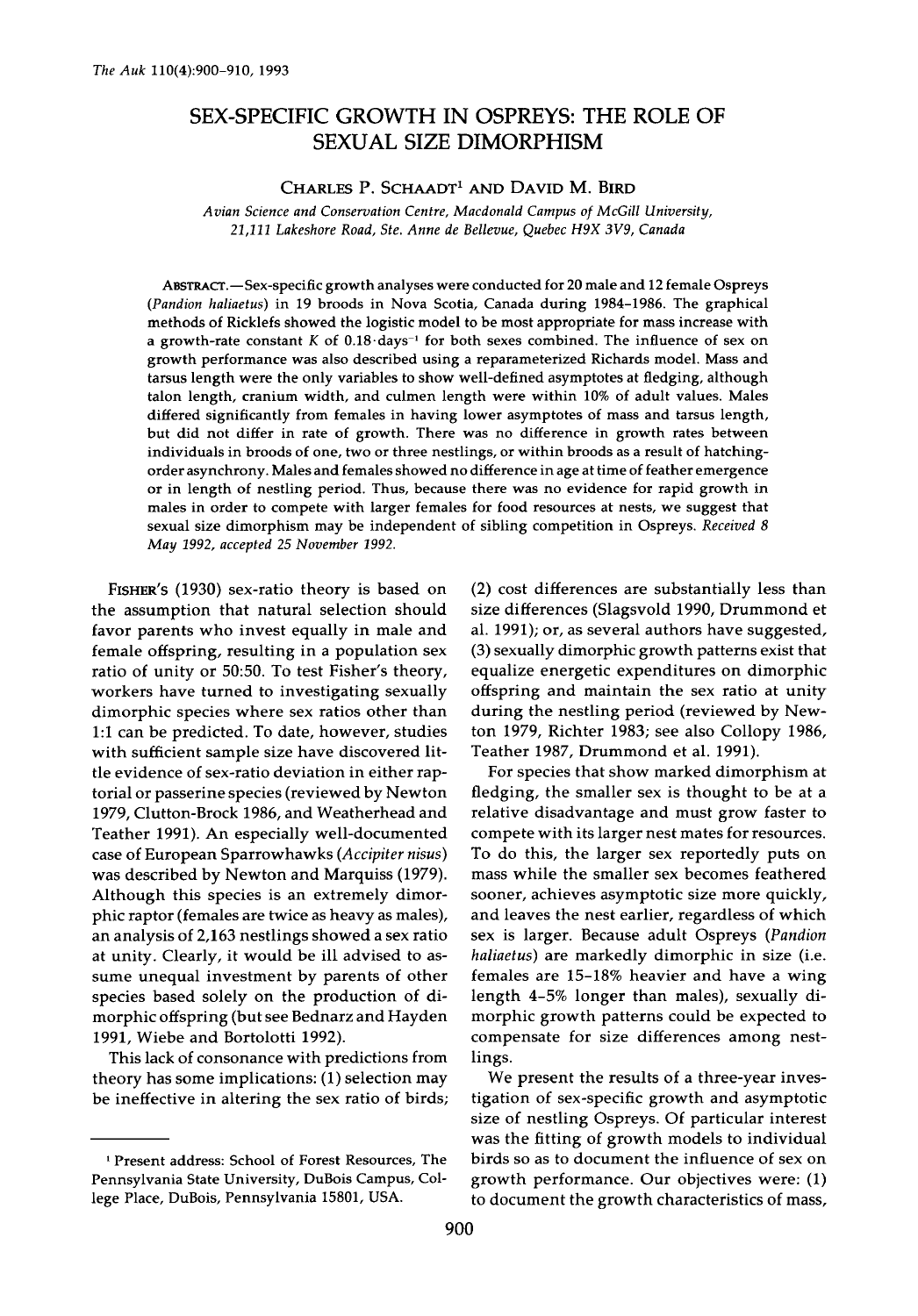# SEX-SPECIFIC GROWTH IN OSPREYS: THE ROLE OF SEXUAL SIZE DIMORPHISM

CHARLES P. SCHAADT[1] AND DAVID M. BIRD

*Avian Science and Conservation Centre, Macdonald Campus of McGill University, 21,111 Lakeshore Road, Ste. Anne de Bellevue, Quebec H9X 3V9, Canada*

ABSTRACT.—Sex-specific growth analyses were conducted for 20 male and 12 female Ospreys (*Pandion haliaetus*) in 19 broods in Nova Scotia, Canada during 1984–1986. The graphical methods of Ricklefs showed the logistic model to be most appropriate for mass increase with a growth-rate constant $K$ of $0.18 \cdot \text{days}^{-1}$ for both sexes combined. The influence of sex on growth performance was also described using a reparameterized Richards model. Mass and tarsus length were the only variables to show well-defined asymptotes at fledging, although talon length, cranium width, and culmen length were within 10% of adult values. Males differed significantly from females in having lower asymptotes of mass and tarsus length, but did not differ in rate of growth. There was no difference in growth rates between individuals in broods of one, two or three nestlings, or within broods as a result of hatching-order asynchrony. Males and females showed no difference in age at time of feather emergence or in length of nestling period. Thus, because there was no evidence for rapid growth in males in order to compete with larger females for food resources at nests, we suggest that sexual size dimorphism may be independent of sibling competition in Ospreys. *Received 8 May 1992, accepted 25 November 1992.*

FISHER'S (1930) sex-ratio theory is based on the assumption that natural selection should favor parents who invest equally in male and female offspring, resulting in a population sex ratio of unity or 50:50. To test Fisher's theory, workers have turned to investigating sexually dimorphic species where sex ratios other than 1:1 can be predicted. To date, however, studies with sufficient sample size have discovered little evidence of sex-ratio deviation in either raptorial or passerine species (reviewed by Newton 1979, Clutton-Brock 1986, and Weatherhead and Teather 1991). An especially well-documented case of European Sparrowhawks (*Accipiter nisus*) was described by Newton and Marquiss (1979). Although this species is an extremely dimorphic raptor (females are twice as heavy as males), an analysis of 2,163 nestlings showed a sex ratio at unity. Clearly, it would be ill advised to assume unequal investment by parents of other species based solely on the production of dimorphic offspring (but see Bednarz and Hayden 1991, Wiebe and Bortolotti 1992).

This lack of consonance with predictions from theory has some implications: (1) selection may be ineffective in altering the sex ratio of birds; (2) cost differences are substantially less than size differences (Slagsvold 1990, Drummond et al. 1991); or, as several authors have suggested, (3) sexually dimorphic growth patterns exist that equalize energetic expenditures on dimorphic offspring and maintain the sex ratio at unity during the nestling period (reviewed by Newton 1979, Richter 1983; see also Collopy 1986, Teather 1987, Drummond et al. 1991).

For species that show marked dimorphism at fledging, the smaller sex is thought to be at a relative disadvantage and must grow faster to compete with its larger nest mates for resources. To do this, the larger sex reportedly puts on mass while the smaller sex becomes feathered sooner, achieves asymptotic size more quickly, and leaves the nest earlier, regardless of which sex is larger. Because adult Ospreys (*Pandion haliaetus*) are markedly dimorphic in size (i.e. females are 15–18% heavier and have a wing length 4–5% longer than males), sexually dimorphic growth patterns could be expected to compensate for size differences among nestlings.

We present the results of a three-year investigation of sex-specific growth and asymptotic size of nestling Ospreys. Of particular interest was the fitting of growth models to individual birds so as to document the influence of sex on growth performance. Our objectives were: (1) to document the growth characteristics of mass,

[1] Present address: School of Forest Resources, The Pennsylvania State University, DuBois Campus, College Place, DuBois, Pennsylvania 15801, USA.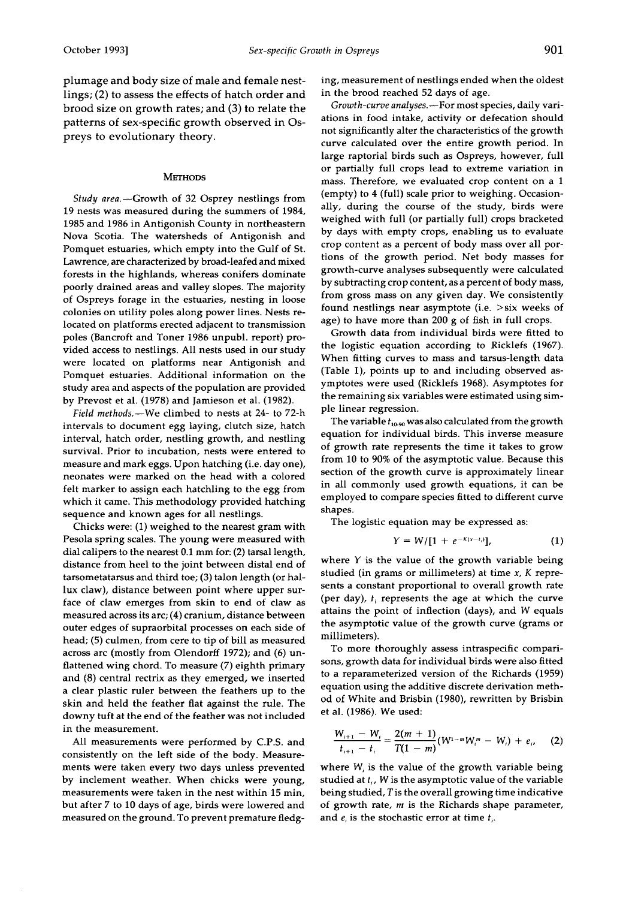plumage and body size of male and female nestlings; (2) to assess the effects of hatch order and brood size on growth rates; and (3) to relate the patterns of sex-specific growth observed in Ospreys to evolutionary theory.

## METHODS

*Study area.*—Growth of 32 Osprey nestlings from 19 nests was measured during the summers of 1984, 1985 and 1986 in Antigonish County in northeastern Nova Scotia. The watersheds of Antigonish and Pomquet estuaries, which empty into the Gulf of St. Lawrence, are characterized by broad-leafed and mixed forests in the highlands, whereas conifers dominate poorly drained areas and valley slopes. The majority of Ospreys forage in the estuaries, nesting in loose colonies on utility poles along power lines. Nests relocated on platforms erected adjacent to transmission poles (Bancroft and Toner 1986 unpubl. report) provided access to nestlings. All nests used in our study were located on platforms near Antigonish and Pomquet estuaries. Additional information on the study area and aspects of the population are provided by Prevost et al. (1978) and Jamieson et al. (1982).

*Field methods.*—We climbed to nests at 24- to 72-h intervals to document egg laying, clutch size, hatch interval, hatch order, nestling growth, and nestling survival. Prior to incubation, nests were entered to measure and mark eggs. Upon hatching (i.e. day one), neonates were marked on the head with a colored felt marker to assign each hatchling to the egg from which it came. This methodology provided hatching sequence and known ages for all nestlings.

Chicks were: (1) weighed to the nearest gram with Pesola spring scales. The young were measured with dial calipers to the nearest 0.1 mm for: (2) tarsal length, distance from heel to the joint between distal end of tarsometatarsus and third toe; (3) talon length (or hallux claw), distance between point where upper surface of claw emerges from skin to end of claw as measured across its arc; (4) cranium, distance between outer edges of supraorbital processes on each side of head; (5) culmen, from cere to tip of bill as measured across arc (mostly from Olendorff 1972); and (6) unflattened wing chord. To measure (7) eighth primary and (8) central rectrix as they emerged, we inserted a clear plastic ruler between the feathers up to the skin and held the feather flat against the rule. The downy tuft at the end of the feather was not included in the measurement.

All measurements were performed by C.P.S. and consistently on the left side of the body. Measurements were taken every two days unless prevented by inclement weather. When chicks were young, measurements were taken in the nest within 15 min, but after 7 to 10 days of age, birds were lowered and measured on the ground. To prevent premature fledging, measurement of nestlings ended when the oldest in the brood reached 52 days of age.

*Growth-curve analyses.*—For most species, daily variations in food intake, activity or defecation should not significantly alter the characteristics of the growth curve calculated over the entire growth period. In large raptorial birds such as Ospreys, however, full or partially full crops lead to extreme variation in mass. Therefore, we evaluated crop content on a 1 (empty) to 4 (full) scale prior to weighing. Occasionally, during the course of the study, birds were weighed with full (or partially full) crops bracketed by days with empty crops, enabling us to evaluate crop content as a percent of body mass over all portions of the growth period. Net body masses for growth-curve analyses subsequently were calculated by subtracting crop content, as a percent of body mass, from gross mass on any given day. We consistently found nestlings near asymptote (i.e. >six weeks of age) to have more than 200 g of fish in full crops.

Growth data from individual birds were fitted to the logistic equation according to Ricklefs (1967). When fitting curves to mass and tarsus-length data (Table 1), points up to and including observed asymptotes were used (Ricklefs 1968). Asymptotes for the remaining six variables were estimated using simple linear regression.

The variable $t_{10\text{-}90}$ was also calculated from the growth equation for individual birds. This inverse measure of growth rate represents the time it takes to grow from 10 to 90% of the asymptotic value. Because this section of the growth curve is approximately linear in all commonly used growth equations, it can be employed to compare species fitted to different curve shapes.

The logistic equation may be expressed as:

$$Y = W/[1 + e^{-K(x - t_i)}], \tag{1}$$

where $Y$ is the value of the growth variable being studied (in grams or millimeters) at time $x$, $K$ represents a constant proportional to overall growth rate (per day), $t_i$ represents the age at which the curve attains the point of inflection (days), and $W$ equals the asymptotic value of the growth curve (grams or millimeters).

To more thoroughly assess intraspecific comparisons, growth data for individual birds were also fitted to a reparameterized version of the Richards (1959) equation using the additive discrete derivation method of White and Brisbin (1980), rewritten by Brisbin et al. (1986). We used:

$$\frac{W_{i+1} - W_i}{t_{i+1} - t_i} = \frac{2(m + 1)}{T(1 - m)}(W^{1-m}W_i^{\,m} - W_i) + e_i, \tag{2}$$

where $W_i$ is the value of the growth variable being studied at $t_i$, $W$ is the asymptotic value of the variable being studied, $T$ is the overall growing time indicative of growth rate, $m$ is the Richards shape parameter, and $e_i$ is the stochastic error at time $t_i$.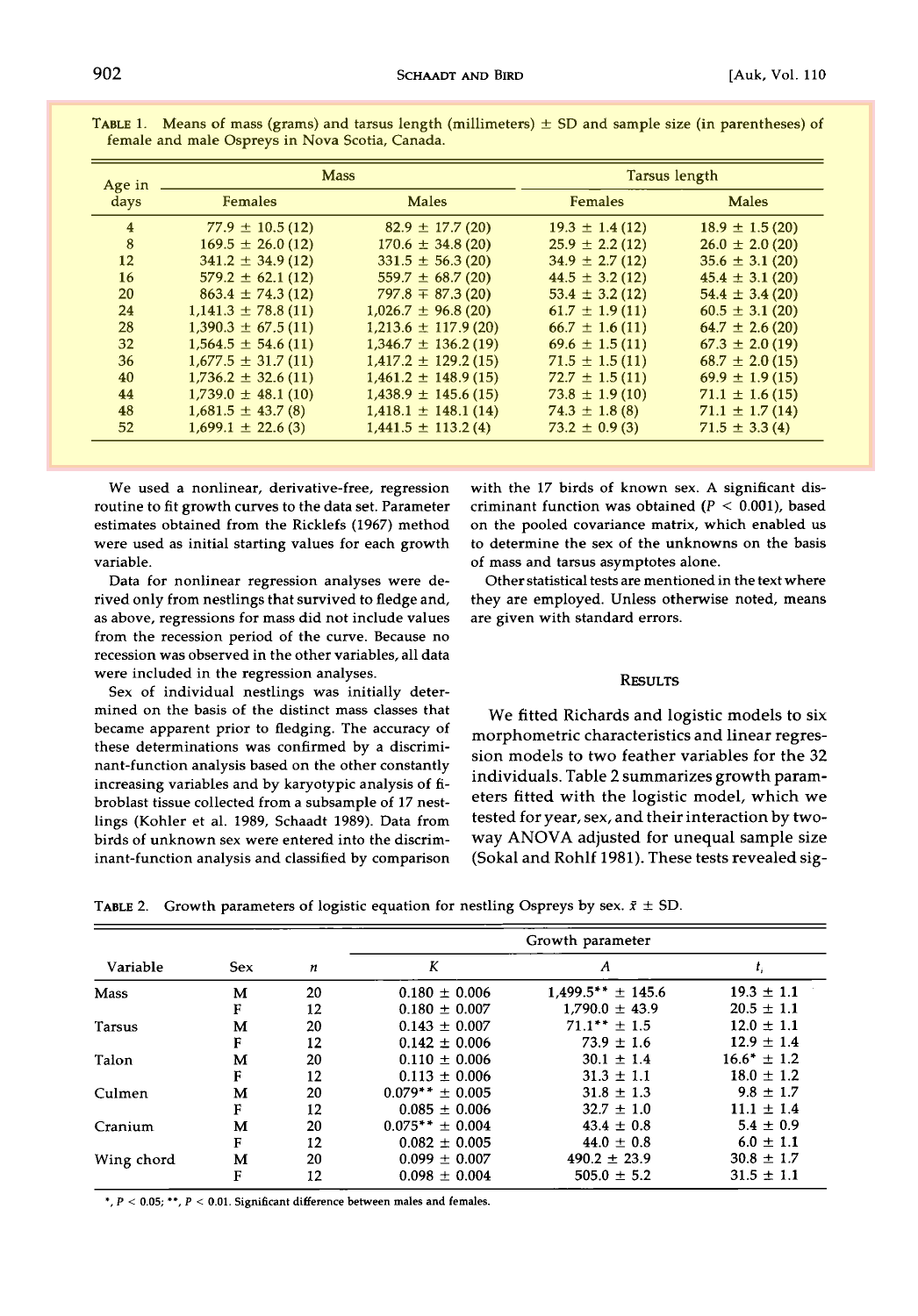TABLE 1. Means of mass (grams) and tarsus length (millimeters) ± SD and sample size (in parentheses) of female and male Ospreys in Nova Scotia, Canada.

| Age in days | Mass | | Tarsus length | |
|---|---|---|---|---|
| | Females | Males | Females | Males |
| 4 | 77.9 ± 10.5 (12) | 82.9 ± 17.7 (20) | 19.3 ± 1.4 (12) | 18.9 ± 1.5 (20) |
| 8 | 169.5 ± 26.0 (12) | 170.6 ± 34.8 (20) | 25.9 ± 2.2 (12) | 26.0 ± 2.0 (20) |
| 12 | 341.2 ± 34.9 (12) | 331.5 ± 56.3 (20) | 34.9 ± 2.7 (12) | 35.6 ± 3.1 (20) |
| 16 | 579.2 ± 62.1 (12) | 559.7 ± 68.7 (20) | 44.5 ± 3.2 (12) | 45.4 ± 3.1 (20) |
| 20 | 863.4 ± 74.3 (12) | 797.8 ∓ 87.3 (20) | 53.4 ± 3.2 (12) | 54.4 ± 3.4 (20) |
| 24 | 1,141.3 ± 78.8 (11) | 1,026.7 ± 96.8 (20) | 61.7 ± 1.9 (11) | 60.5 ± 3.1 (20) |
| 28 | 1,390.3 ± 67.5 (11) | 1,213.6 ± 117.9 (20) | 66.7 ± 1.6 (11) | 64.7 ± 2.6 (20) |
| 32 | 1,564.5 ± 54.6 (11) | 1,346.7 ± 136.2 (19) | 69.6 ± 1.5 (11) | 67.3 ± 2.0 (19) |
| 36 | 1,677.5 ± 31.7 (11) | 1,417.2 ± 129.2 (15) | 71.5 ± 1.5 (11) | 68.7 ± 2.0 (15) |
| 40 | 1,736.2 ± 32.6 (11) | 1,461.2 ± 148.9 (15) | 72.7 ± 1.5 (11) | 69.9 ± 1.9 (15) |
| 44 | 1,739.0 ± 48.1 (10) | 1,438.9 ± 145.6 (15) | 73.8 ± 1.9 (10) | 71.1 ± 1.6 (15) |
| 48 | 1,681.5 ± 43.7 (8) | 1,418.1 ± 148.1 (14) | 74.3 ± 1.8 (8) | 71.1 ± 1.7 (14) |
| 52 | 1,699.1 ± 22.6 (3) | 1,441.5 ± 113.2 (4) | 73.2 ± 0.9 (3) | 71.5 ± 3.3 (4) |

We used a nonlinear, derivative-free, regression routine to fit growth curves to the data set. Parameter estimates obtained from the Ricklefs (1967) method were used as initial starting values for each growth variable.

Data for nonlinear regression analyses were derived only from nestlings that survived to fledge and, as above, regressions for mass did not include values from the recession period of the curve. Because no recession was observed in the other variables, all data were included in the regression analyses.

Sex of individual nestlings was initially determined on the basis of the distinct mass classes that became apparent prior to fledging. The accuracy of these determinations was confirmed by a discriminant-function analysis based on the other constantly increasing variables and by karyotypic analysis of fibroblast tissue collected from a subsample of 17 nestlings (Kohler et al. 1989, Schaadt 1989). Data from birds of unknown sex were entered into the discriminant-function analysis and classified by comparison with the 17 birds of known sex. A significant discriminant function was obtained ($P < 0.001$), based on the pooled covariance matrix, which enabled us to determine the sex of the unknowns on the basis of mass and tarsus asymptotes alone.

Other statistical tests are mentioned in the text where they are employed. Unless otherwise noted, means are given with standard errors.

## RESULTS

We fitted Richards and logistic models to six morphometric characteristics and linear regression models to two feather variables for the 32 individuals. Table 2 summarizes growth parameters fitted with the logistic model, which we tested for year, sex, and their interaction by two-way ANOVA adjusted for unequal sample size (Sokal and Rohlf 1981). These tests revealed sig-

TABLE 2. Growth parameters of logistic equation for nestling Ospreys by sex. $\bar{x}$ ± SD.

| Variable | Sex | $n$ | Growth parameter | | |
|---|---|---|---|---|---|
| | | | $K$ | $A$ | $t_i$ |
| Mass | M | 20 | 0.180 ± 0.006 | 1,499.5** ± 145.6 | 19.3 ± 1.1 |
| | F | 12 | 0.180 ± 0.007 | 1,790.0 ± 43.9 | 20.5 ± 1.1 |
| Tarsus | M | 20 | 0.143 ± 0.007 | 71.1** ± 1.5 | 12.0 ± 1.1 |
| | F | 12 | 0.142 ± 0.006 | 73.9 ± 1.6 | 12.9 ± 1.4 |
| Talon | M | 20 | 0.110 ± 0.006 | 30.1 ± 1.4 | 16.6* ± 1.2 |
| | F | 12 | 0.113 ± 0.006 | 31.3 ± 1.1 | 18.0 ± 1.2 |
| Culmen | M | 20 | 0.079** ± 0.005 | 31.8 ± 1.3 | 9.8 ± 1.7 |
| | F | 12 | 0.085 ± 0.006 | 32.7 ± 1.0 | 11.1 ± 1.4 |
| Cranium | M | 20 | 0.075** ± 0.004 | 43.4 ± 0.8 | 5.4 ± 0.9 |
| | F | 12 | 0.082 ± 0.005 | 44.0 ± 0.8 | 6.0 ± 1.1 |
| Wing chord | M | 20 | 0.099 ± 0.007 | 490.2 ± 23.9 | 30.8 ± 1.7 |
| | F | 12 | 0.098 ± 0.004 | 505.0 ± 5.2 | 31.5 ± 1.1 |

*, $P < 0.05$; **, $P < 0.01$. Significant difference between males and females.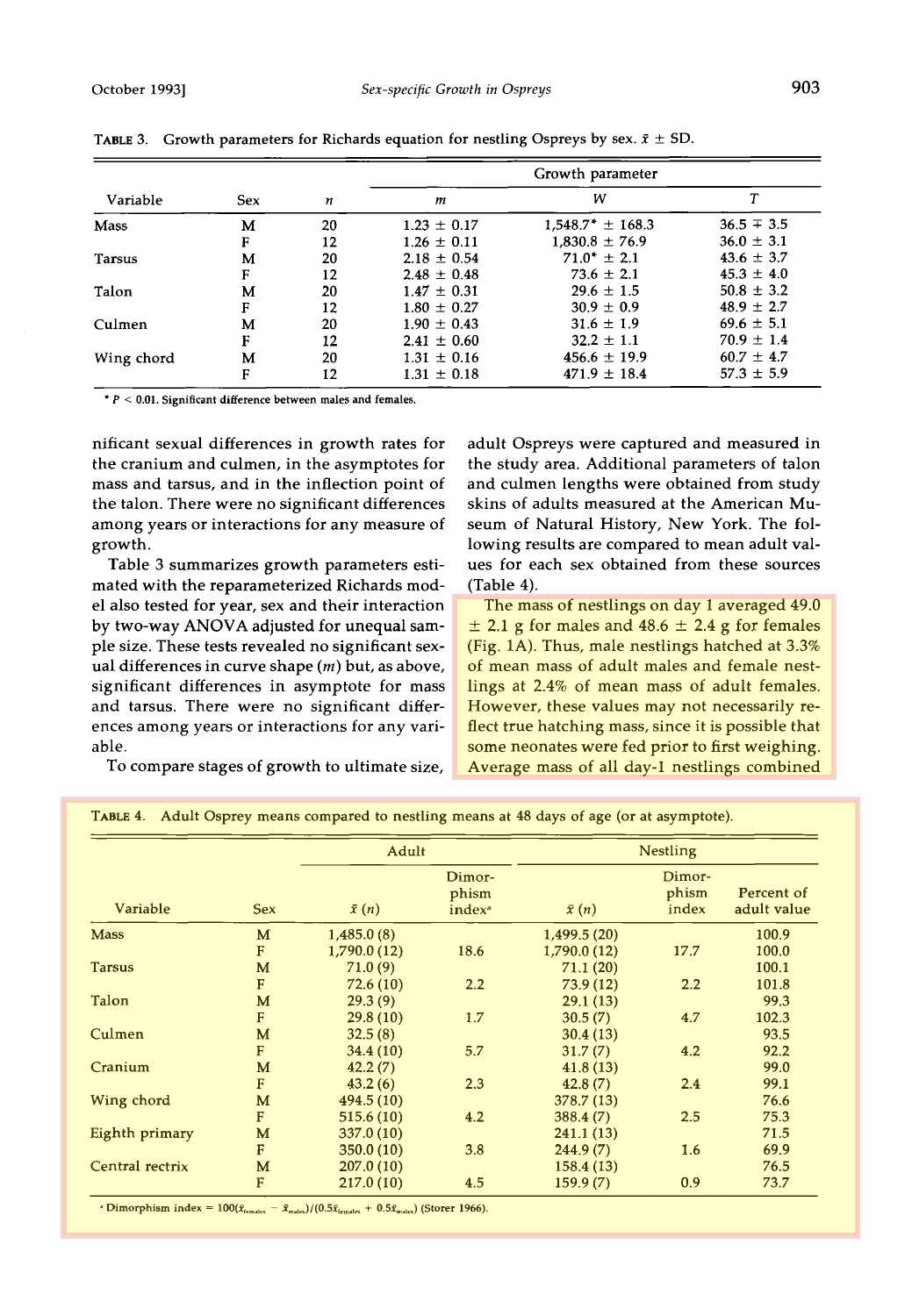TABLE 3. Growth parameters for Richards equation for nestling Ospreys by sex. $\bar{x} \pm$ SD.

| Variable | Sex | $n$ | Growth parameter | | |
|---|---|---|---|---|---|
| | | | $m$ | $W$ | $T$ |
| Mass | M | 20 | 1.23 ± 0.17 | 1,548.7* ± 168.3 | 36.5 ∓ 3.5 |
| | F | 12 | 1.26 ± 0.11 | 1,830.8 ± 76.9 | 36.0 ± 3.1 |
| Tarsus | M | 20 | 2.18 ± 0.54 | 71.0* ± 2.1 | 43.6 ± 3.7 |
| | F | 12 | 2.48 ± 0.48 | 73.6 ± 2.1 | 45.3 ± 4.0 |
| Talon | M | 20 | 1.47 ± 0.31 | 29.6 ± 1.5 | 50.8 ± 3.2 |
| | F | 12 | 1.80 ± 0.27 | 30.9 ± 0.9 | 48.9 ± 2.7 |
| Culmen | M | 20 | 1.90 ± 0.43 | 31.6 ± 1.9 | 69.6 ± 5.1 |
| | F | 12 | 2.41 ± 0.60 | 32.2 ± 1.1 | 70.9 ± 1.4 |
| Wing chord | M | 20 | 1.31 ± 0.16 | 456.6 ± 19.9 | 60.7 ± 4.7 |
| | F | 12 | 1.31 ± 0.18 | 471.9 ± 18.4 | 57.3 ± 5.9 |

* $P < 0.01$. Significant difference between males and females.

nificant sexual differences in growth rates for the cranium and culmen, in the asymptotes for mass and tarsus, and in the inflection point of the talon. There were no significant differences among years or interactions for any measure of growth.

Table 3 summarizes growth parameters estimated with the reparameterized Richards model also tested for year, sex and their interaction by two-way ANOVA adjusted for unequal sample size. These tests revealed no significant sexual differences in curve shape ($m$) but, as above, significant differences in asymptote for mass and tarsus. There were no significant differences among years or interactions for any variable.

To compare stages of growth to ultimate size, adult Ospreys were captured and measured in the study area. Additional parameters of talon and culmen lengths were obtained from study skins of adults measured at the American Museum of Natural History, New York. The following results are compared to mean adult values for each sex obtained from these sources (Table 4).

The mass of nestlings on day 1 averaged 49.0 ± 2.1 g for males and 48.6 ± 2.4 g for females (Fig. 1A). Thus, male nestlings hatched at 3.3% of mean mass of adult males and female nestlings at 2.4% of mean mass of adult females. However, these values may not necessarily reflect true hatching mass, since it is possible that some neonates were fed prior to first weighing. Average mass of all day-1 nestlings combined

TABLE 4. Adult Osprey means compared to nestling means at 48 days of age (or at asymptote).

| Variable | Sex | Adult | | Nestling | | |
|---|---|---|---|---|---|---|
| | | $\bar{x}$ ($n$) | Dimorphism index[a] | $\bar{x}$ ($n$) | Dimorphism index | Percent of adult value |
| Mass | M | 1,485.0 (8) | | 1,499.5 (20) | | 100.9 |
| | F | 1,790.0 (12) | 18.6 | 1,790.0 (12) | 17.7 | 100.0 |
| Tarsus | M | 71.0 (9) | | 71.1 (20) | | 100.1 |
| | F | 72.6 (10) | 2.2 | 73.9 (12) | 2.2 | 101.8 |
| Talon | M | 29.3 (9) | | 29.1 (13) | | 99.3 |
| | F | 29.8 (10) | 1.7 | 30.5 (7) | 4.7 | 102.3 |
| Culmen | M | 32.5 (8) | | 30.4 (13) | | 93.5 |
| | F | 34.4 (10) | 5.7 | 31.7 (7) | 4.2 | 92.2 |
| Cranium | M | 42.2 (7) | | 41.8 (13) | | 99.0 |
| | F | 43.2 (6) | 2.3 | 42.8 (7) | 2.4 | 99.1 |
| Wing chord | M | 494.5 (10) | | 378.7 (13) | | 76.6 |
| | F | 515.6 (10) | 4.2 | 388.4 (7) | 2.5 | 75.3 |
| Eighth primary | M | 337.0 (10) | | 241.1 (13) | | 71.5 |
| | F | 350.0 (10) | 3.8 | 244.9 (7) | 1.6 | 69.9 |
| Central rectrix | M | 207.0 (10) | | 158.4 (13) | | 76.5 |
| | F | 217.0 (10) | 4.5 | 159.9 (7) | 0.9 | 73.7 |

[a] Dimorphism index = $100(\bar{x}_{females} - \bar{x}_{males})/(0.5\bar{x}_{females} + 0.5\bar{x}_{males})$ (Storer 1966).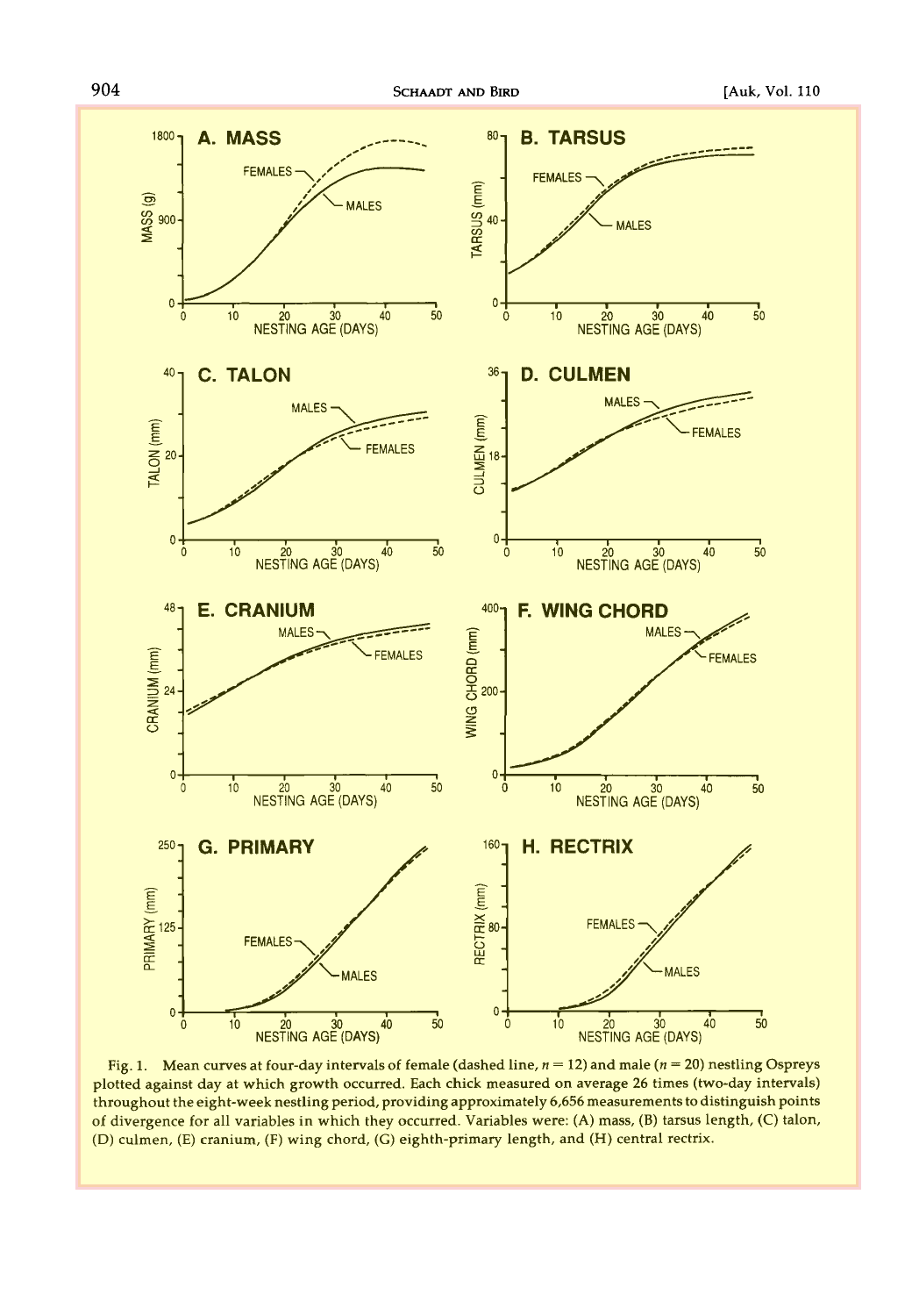Fig. 1. Mean curves at four-day intervals of female (dashed line, $n = 12$) and male ($n = 20$) nestling Ospreys plotted against day at which growth occurred. Each chick measured on average 26 times (two-day intervals) throughout the eight-week nestling period, providing approximately 6,656 measurements to distinguish points of divergence for all variables in which they occurred. Variables were: (A) mass, (B) tarsus length, (C) talon, (D) culmen, (E) cranium, (F) wing chord, (G) eighth-primary length, and (H) central rectrix.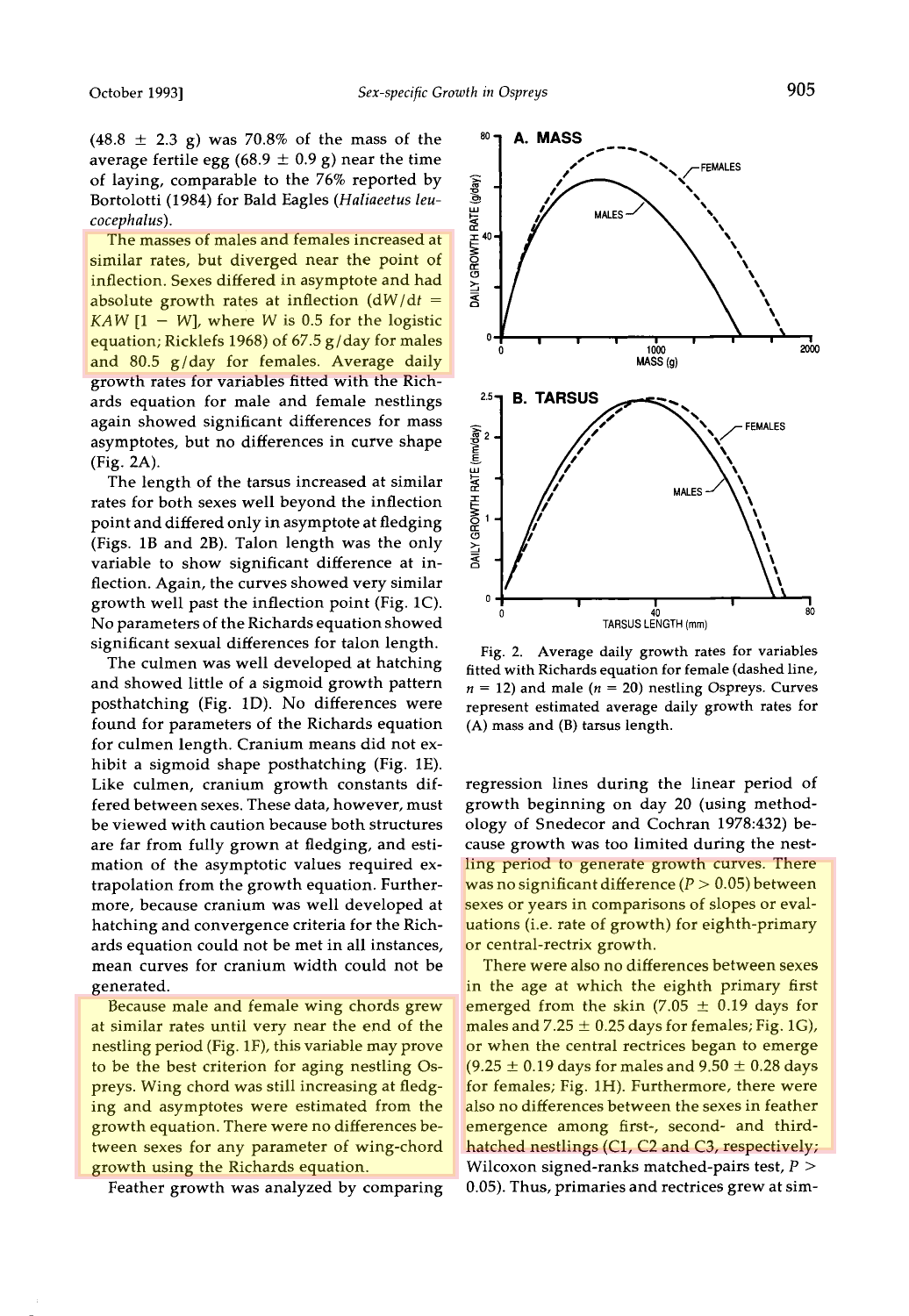(48.8 ± 2.3 g) was 70.8% of the mass of the average fertile egg (68.9 ± 0.9 g) near the time of laying, comparable to the 76% reported by Bortolotti (1984) for Bald Eagles (*Haliaeetus leucocephalus*).

The masses of males and females increased at similar rates, but diverged near the point of inflection. Sexes differed in asymptote and had absolute growth rates at inflection ($dW/dt = KAW\,[1 - W]$, where $W$ is 0.5 for the logistic equation; Ricklefs 1968) of 67.5 g/day for males and 80.5 g/day for females. Average daily growth rates for variables fitted with the Richards equation for male and female nestlings again showed significant differences for mass asymptotes, but no differences in curve shape (Fig. 2A).

The length of the tarsus increased at similar rates for both sexes well beyond the inflection point and differed only in asymptote at fledging (Figs. 1B and 2B). Talon length was the only variable to show significant difference at inflection. Again, the curves showed very similar growth well past the inflection point (Fig. 1C). No parameters of the Richards equation showed significant sexual differences for talon length.

The culmen was well developed at hatching and showed little of a sigmoid growth pattern posthatching (Fig. 1D). No differences were found for parameters of the Richards equation for culmen length. Cranium means did not exhibit a sigmoid shape posthatching (Fig. 1E). Like culmen, cranium growth constants differed between sexes. These data, however, must be viewed with caution because both structures are far from fully grown at fledging, and estimation of the asymptotic values required extrapolation from the growth equation. Furthermore, because cranium was well developed at hatching and convergence criteria for the Richards equation could not be met in all instances, mean curves for cranium width could not be generated.

Because male and female wing chords grew at similar rates until very near the end of the nestling period (Fig. 1F), this variable may prove to be the best criterion for aging nestling Ospreys. Wing chord was still increasing at fledging and asymptotes were estimated from the growth equation. There were no differences between sexes for any parameter of wing-chord growth using the Richards equation.

Feather growth was analyzed by comparing regression lines during the linear period of growth beginning on day 20 (using methodology of Snedecor and Cochran 1978:432) because growth was too limited during the nestling period to generate growth curves. There was no significant difference ($P > 0.05$) between sexes or years in comparisons of slopes or evaluations (i.e. rate of growth) for eighth-primary or central-rectrix growth.

There were also no differences between sexes in the age at which the eighth primary first emerged from the skin (7.05 ± 0.19 days for males and 7.25 ± 0.25 days for females; Fig. 1G), or when the central rectrices began to emerge (9.25 ± 0.19 days for males and 9.50 ± 0.28 days for females; Fig. 1H). Furthermore, there were also no differences between the sexes in feather emergence among first-, second- and third-hatched nestlings (C1, C2 and C3, respectively; Wilcoxon signed-ranks matched-pairs test, $P > 0.05$). Thus, primaries and rectrices grew at sim-

Fig. 2. Average daily growth rates for variables fitted with Richards equation for female (dashed line, $n = 12$) and male ($n = 20$) nestling Ospreys. Curves represent estimated average daily growth rates for (A) mass and (B) tarsus length.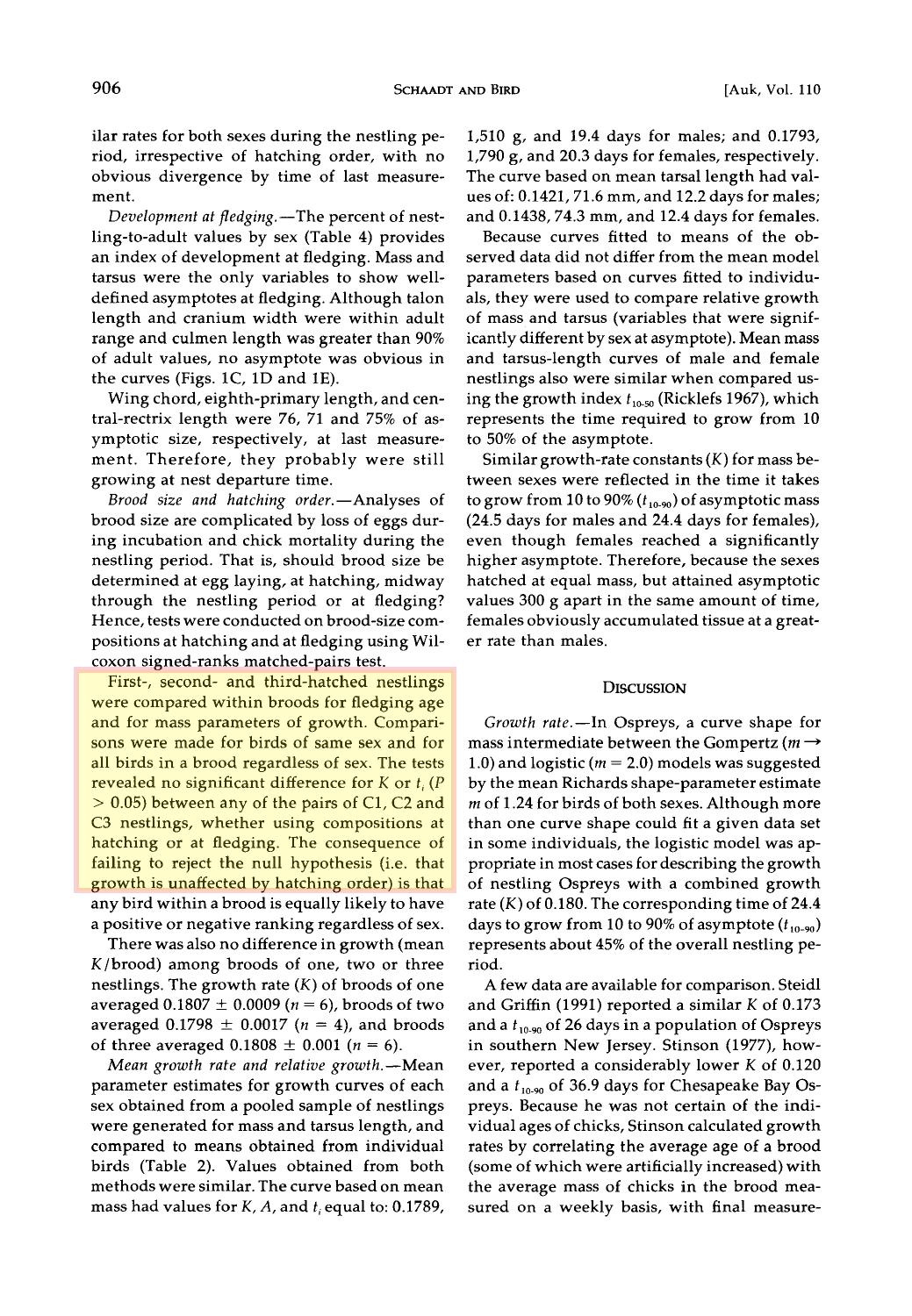ilar rates for both sexes during the nestling period, irrespective of hatching order, with no obvious divergence by time of last measurement.

*Development at fledging.*—The percent of nestling-to-adult values by sex (Table 4) provides an index of development at fledging. Mass and tarsus were the only variables to show well-defined asymptotes at fledging. Although talon length and cranium width were within adult range and culmen length was greater than 90% of adult values, no asymptote was obvious in the curves (Figs. 1C, 1D and 1E).

Wing chord, eighth-primary length, and central-rectrix length were 76, 71 and 75% of asymptotic size, respectively, at last measurement. Therefore, they probably were still growing at nest departure time.

*Brood size and hatching order.*—Analyses of brood size are complicated by loss of eggs during incubation and chick mortality during the nestling period. That is, should brood size be determined at egg laying, at hatching, midway through the nestling period or at fledging? Hence, tests were conducted on brood-size compositions at hatching and at fledging using Wilcoxon signed-ranks matched-pairs test.

First-, second- and third-hatched nestlings were compared within broods for fledging age and for mass parameters of growth. Comparisons were made for birds of same sex and for all birds in a brood regardless of sex. The tests revealed no significant difference for $K$ or $t_i$ ($P > 0.05$) between any of the pairs of C1, C2 and C3 nestlings, whether using compositions at hatching or at fledging. The consequence of failing to reject the null hypothesis (i.e. that growth is unaffected by hatching order) is that any bird within a brood is equally likely to have a positive or negative ranking regardless of sex.

There was also no difference in growth (mean $K$/brood) among broods of one, two or three nestlings. The growth rate ($K$) of broods of one averaged $0.1807 \pm 0.0009$ ($n = 6$), broods of two averaged $0.1798 \pm 0.0017$ ($n = 4$), and broods of three averaged $0.1808 \pm 0.001$ ($n = 6$).

*Mean growth rate and relative growth.*—Mean parameter estimates for growth curves of each sex obtained from a pooled sample of nestlings were generated for mass and tarsus length, and compared to means obtained from individual birds (Table 2). Values obtained from both methods were similar. The curve based on mean mass had values for $K$, $A$, and $t_i$ equal to: 0.1789, 1,510 g, and 19.4 days for males; and 0.1793, 1,790 g, and 20.3 days for females, respectively. The curve based on mean tarsal length had values of: 0.1421, 71.6 mm, and 12.2 days for males; and 0.1438, 74.3 mm, and 12.4 days for females.

Because curves fitted to means of the observed data did not differ from the mean model parameters based on curves fitted to individuals, they were used to compare relative growth of mass and tarsus (variables that were significantly different by sex at asymptote). Mean mass and tarsus-length curves of male and female nestlings also were similar when compared using the growth index $t_{10\text{-}50}$ (Ricklefs 1967), which represents the time required to grow from 10 to 50% of the asymptote.

Similar growth-rate constants ($K$) for mass between sexes were reflected in the time it takes to grow from 10 to 90% ($t_{10\text{-}90}$) of asymptotic mass (24.5 days for males and 24.4 days for females), even though females reached a significantly higher asymptote. Therefore, because the sexes hatched at equal mass, but attained asymptotic values 300 g apart in the same amount of time, females obviously accumulated tissue at a greater rate than males.

## Discussion

*Growth rate.*—In Ospreys, a curve shape for mass intermediate between the Gompertz ($m \rightarrow 1.0$) and logistic ($m = 2.0$) models was suggested by the mean Richards shape-parameter estimate $m$ of 1.24 for birds of both sexes. Although more than one curve shape could fit a given data set in some individuals, the logistic model was appropriate in most cases for describing the growth of nestling Ospreys with a combined growth rate ($K$) of 0.180. The corresponding time of 24.4 days to grow from 10 to 90% of asymptote ($t_{10\text{-}90}$) represents about 45% of the overall nestling period.

A few data are available for comparison. Steidl and Griffin (1991) reported a similar $K$ of 0.173 and a $t_{10\text{-}90}$ of 26 days in a population of Ospreys in southern New Jersey. Stinson (1977), however, reported a considerably lower $K$ of 0.120 and a $t_{10\text{-}90}$ of 36.9 days for Chesapeake Bay Ospreys. Because he was not certain of the individual ages of chicks, Stinson calculated growth rates by correlating the average age of a brood (some of which were artificially increased) with the average mass of chicks in the brood measured on a weekly basis, with final measure-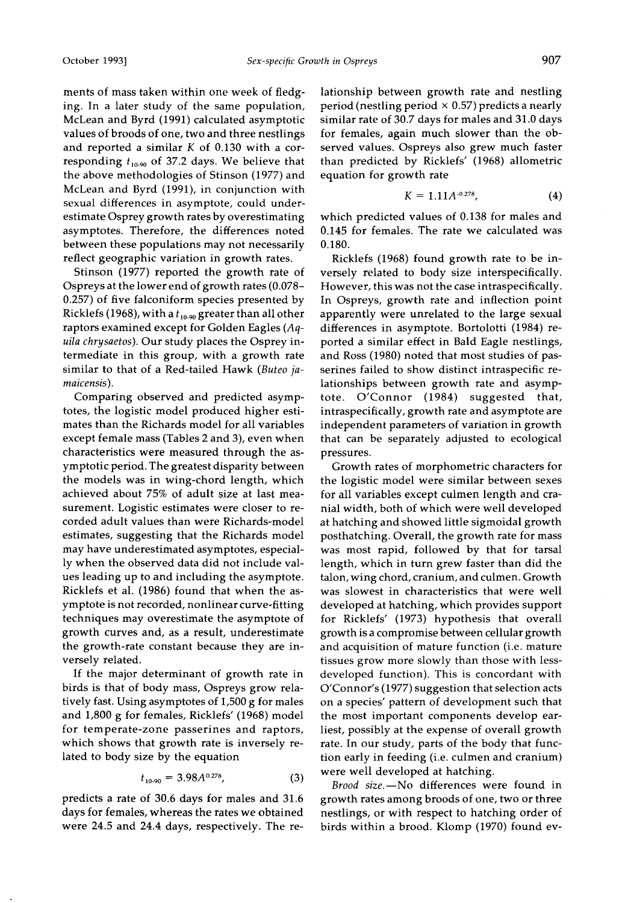ments of mass taken within one week of fledging. In a later study of the same population, McLean and Byrd (1991) calculated asymptotic values of broods of one, two and three nestlings and reported a similar $K$ of 0.130 with a corresponding $t_{10\text{-}90}$ of 37.2 days. We believe that the above methodologies of Stinson (1977) and McLean and Byrd (1991), in conjunction with sexual differences in asymptote, could underestimate Osprey growth rates by overestimating asymptotes. Therefore, the differences noted between these populations may not necessarily reflect geographic variation in growth rates.

Stinson (1977) reported the growth rate of Ospreys at the lower end of growth rates (0.078–0.257) of five falconiform species presented by Ricklefs (1968), with a $t_{10\text{-}90}$ greater than all other raptors examined except for Golden Eagles (*Aquila chrysaetos*). Our study places the Osprey intermediate in this group, with a growth rate similar to that of a Red-tailed Hawk (*Buteo jamaicensis*).

Comparing observed and predicted asymptotes, the logistic model produced higher estimates than the Richards model for all variables except female mass (Tables 2 and 3), even when characteristics were measured through the asymptotic period. The greatest disparity between the models was in wing-chord length, which achieved about 75% of adult size at last measurement. Logistic estimates were closer to recorded adult values than were Richards-model estimates, suggesting that the Richards model may have underestimated asymptotes, especially when the observed data did not include values leading up to and including the asymptote. Ricklefs et al. (1986) found that when the asymptote is not recorded, nonlinear curve-fitting techniques may overestimate the asymptote of growth curves and, as a result, underestimate the growth-rate constant because they are inversely related.

If the major determinant of growth rate in birds is that of body mass, Ospreys grow relatively fast. Using asymptotes of 1,500 g for males and 1,800 g for females, Ricklefs' (1968) model for temperate-zone passerines and raptors, which shows that growth rate is inversely related to body size by the equation

$$t_{10\text{-}90} = 3.98A^{0.278}, \tag{3}$$

predicts a rate of 30.6 days for males and 31.6 days for females, whereas the rates we obtained were 24.5 and 24.4 days, respectively. The relationship between growth rate and nestling period (nestling period × 0.57) predicts a nearly similar rate of 30.7 days for males and 31.0 days for females, again much slower than the observed values. Ospreys also grew much faster than predicted by Ricklefs' (1968) allometric equation for growth rate

$$K = 1.11A^{-0.278}, \tag{4}$$

which predicted values of 0.138 for males and 0.145 for females. The rate we calculated was 0.180.

Ricklefs (1968) found growth rate to be inversely related to body size interspecifically. However, this was not the case intraspecifically. In Ospreys, growth rate and inflection point apparently were unrelated to the large sexual differences in asymptote. Bortolotti (1984) reported a similar effect in Bald Eagle nestlings, and Ross (1980) noted that most studies of passerines failed to show distinct intraspecific relationships between growth rate and asymptote. O'Connor (1984) suggested that, intraspecifically, growth rate and asymptote are independent parameters of variation in growth that can be separately adjusted to ecological pressures.

Growth rates of morphometric characters for the logistic model were similar between sexes for all variables except culmen length and cranial width, both of which were well developed at hatching and showed little sigmoidal growth posthatching. Overall, the growth rate for mass was most rapid, followed by that for tarsal length, which in turn grew faster than did the talon, wing chord, cranium, and culmen. Growth was slowest in characteristics that were well developed at hatching, which provides support for Ricklefs' (1973) hypothesis that overall growth is a compromise between cellular growth and acquisition of mature function (i.e. mature tissues grow more slowly than those with less-developed function). This is concordant with O'Connor's (1977) suggestion that selection acts on a species' pattern of development such that the most important components develop earliest, possibly at the expense of overall growth rate. In our study, parts of the body that function early in feeding (i.e. culmen and cranium) were well developed at hatching.

*Brood size.*—No differences were found in growth rates among broods of one, two or three nestlings, or with respect to hatching order of birds within a brood. Klomp (1970) found ev-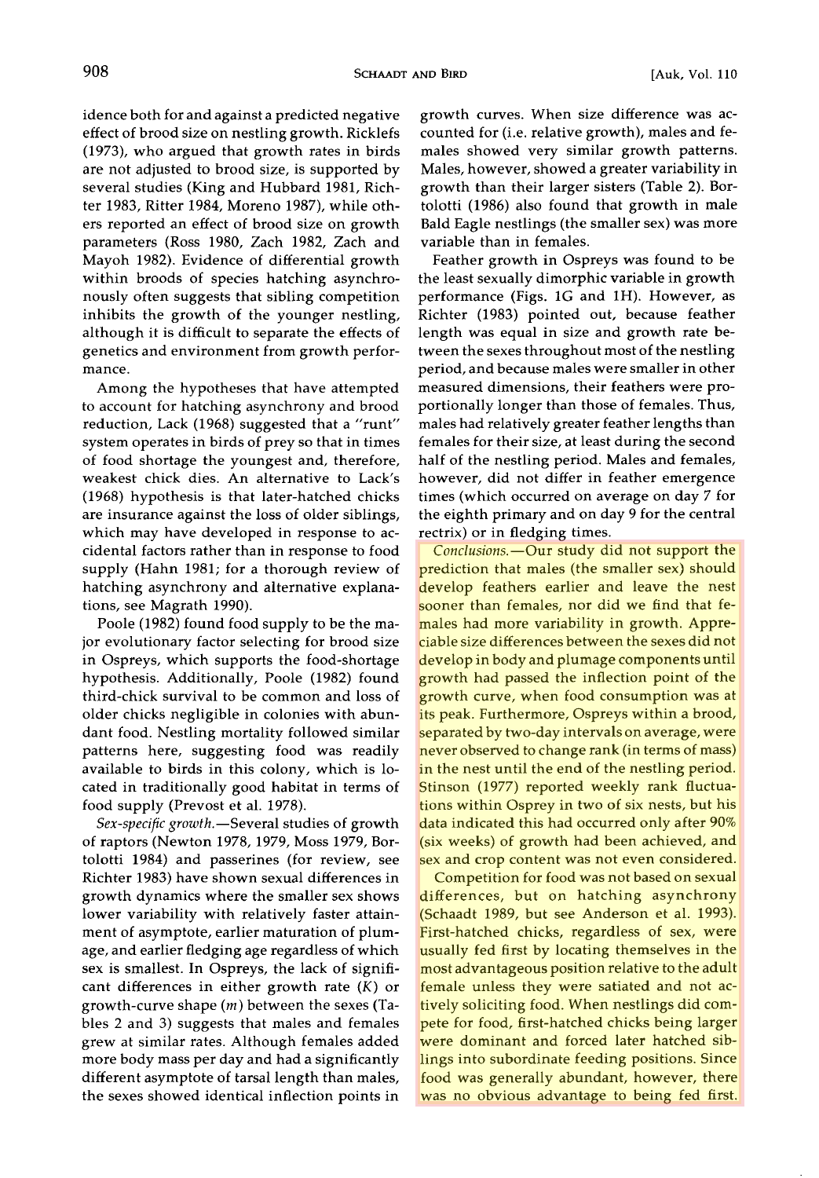idence both for and against a predicted negative effect of brood size on nestling growth. Ricklefs (1973), who argued that growth rates in birds are not adjusted to brood size, is supported by several studies (King and Hubbard 1981, Richter 1983, Ritter 1984, Moreno 1987), while others reported an effect of brood size on growth parameters (Ross 1980, Zach 1982, Zach and Mayoh 1982). Evidence of differential growth within broods of species hatching asynchronously often suggests that sibling competition inhibits the growth of the younger nestling, although it is difficult to separate the effects of genetics and environment from growth performance.

Among the hypotheses that have attempted to account for hatching asynchrony and brood reduction, Lack (1968) suggested that a "runt" system operates in birds of prey so that in times of food shortage the youngest and, therefore, weakest chick dies. An alternative to Lack's (1968) hypothesis is that later-hatched chicks are insurance against the loss of older siblings, which may have developed in response to accidental factors rather than in response to food supply (Hahn 1981; for a thorough review of hatching asynchrony and alternative explanations, see Magrath 1990).

Poole (1982) found food supply to be the major evolutionary factor selecting for brood size in Ospreys, which supports the food-shortage hypothesis. Additionally, Poole (1982) found third-chick survival to be common and loss of older chicks negligible in colonies with abundant food. Nestling mortality followed similar patterns here, suggesting food was readily available to birds in this colony, which is located in traditionally good habitat in terms of food supply (Prevost et al. 1978).

*Sex-specific growth.*—Several studies of growth of raptors (Newton 1978, 1979, Moss 1979, Bortolotti 1984) and passerines (for review, see Richter 1983) have shown sexual differences in growth dynamics where the smaller sex shows lower variability with relatively faster attainment of asymptote, earlier maturation of plumage, and earlier fledging age regardless of which sex is smallest. In Ospreys, the lack of significant differences in either growth rate ($K$) or growth-curve shape ($m$) between the sexes (Tables 2 and 3) suggests that males and females grew at similar rates. Although females added more body mass per day and had a significantly different asymptote of tarsal length than males, the sexes showed identical inflection points in growth curves. When size difference was accounted for (i.e. relative growth), males and females showed very similar growth patterns. Males, however, showed a greater variability in growth than their larger sisters (Table 2). Bortolotti (1986) also found that growth in male Bald Eagle nestlings (the smaller sex) was more variable than in females.

Feather growth in Ospreys was found to be the least sexually dimorphic variable in growth performance (Figs. 1G and 1H). However, as Richter (1983) pointed out, because feather length was equal in size and growth rate between the sexes throughout most of the nestling period, and because males were smaller in other measured dimensions, their feathers were proportionally longer than those of females. Thus, males had relatively greater feather lengths than females for their size, at least during the second half of the nestling period. Males and females, however, did not differ in feather emergence times (which occurred on average on day 7 for the eighth primary and on day 9 for the central rectrix) or in fledging times.

*Conclusions.*—Our study did not support the prediction that males (the smaller sex) should develop feathers earlier and leave the nest sooner than females, nor did we find that females had more variability in growth. Appreciable size differences between the sexes did not develop in body and plumage components until growth had passed the inflection point of the growth curve, when food consumption was at its peak. Furthermore, Ospreys within a brood, separated by two-day intervals on average, were never observed to change rank (in terms of mass) in the nest until the end of the nestling period. Stinson (1977) reported weekly rank fluctuations within Osprey in two of six nests, but his data indicated this had occurred only after 90% (six weeks) of growth had been achieved, and sex and crop content was not even considered.

Competition for food was not based on sexual differences, but on hatching asynchrony (Schaadt 1989, but see Anderson et al. 1993). First-hatched chicks, regardless of sex, were usually fed first by locating themselves in the most advantageous position relative to the adult female unless they were satiated and not actively soliciting food. When nestlings did compete for food, first-hatched chicks being larger were dominant and forced later hatched siblings into subordinate feeding positions. Since food was generally abundant, however, there was no obvious advantage to being fed first.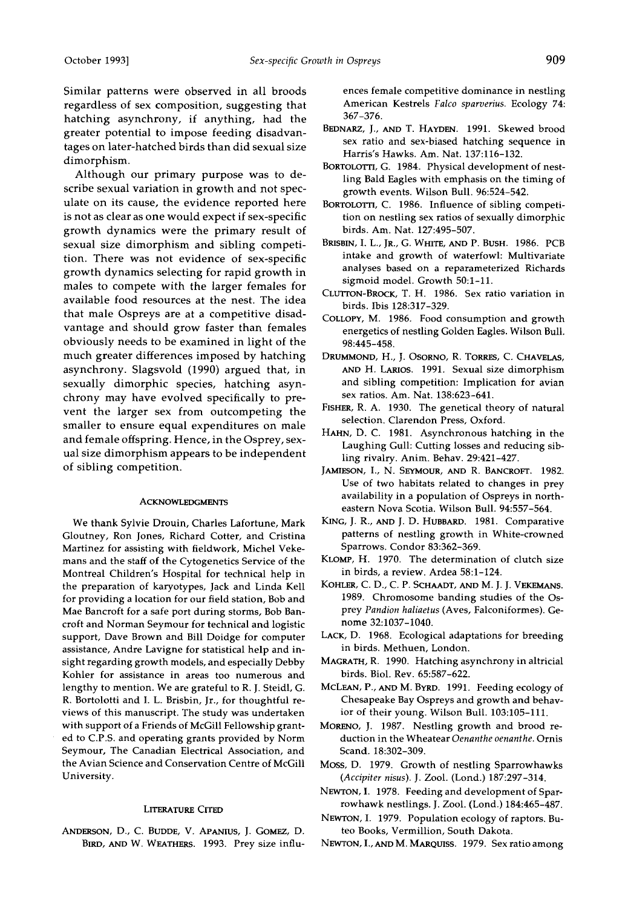Similar patterns were observed in all broods regardless of sex composition, suggesting that hatching asynchrony, if anything, had the greater potential to impose feeding disadvantages on later-hatched birds than did sexual size dimorphism.

Although our primary purpose was to describe sexual variation in growth and not speculate on its cause, the evidence reported here is not as clear as one would expect if sex-specific growth dynamics were the primary result of sexual size dimorphism and sibling competition. There was not evidence of sex-specific growth dynamics selecting for rapid growth in males to compete with the larger females for available food resources at the nest. The idea that male Ospreys are at a competitive disadvantage and should grow faster than females obviously needs to be examined in light of the much greater differences imposed by hatching asynchrony. Slagsvold (1990) argued that, in sexually dimorphic species, hatching asynchrony may have evolved specifically to prevent the larger sex from outcompeting the smaller to ensure equal expenditures on male and female offspring. Hence, in the Osprey, sexual size dimorphism appears to be independent of sibling competition.

## Acknowledgments

We thank Sylvie Drouin, Charles Lafortune, Mark Gloutney, Ron Jones, Richard Cotter, and Cristina Martinez for assisting with fieldwork, Michel Vekemans and the staff of the Cytogenetics Service of the Montreal Children's Hospital for technical help in the preparation of karyotypes, Jack and Linda Kell for providing a location for our field station, Bob and Mae Bancroft for a safe port during storms, Bob Bancroft and Norman Seymour for technical and logistic support, Dave Brown and Bill Doidge for computer assistance, Andre Lavigne for statistical help and insight regarding growth models, and especially Debby Kohler for assistance in areas too numerous and lengthy to mention. We are grateful to R. J. Steidl, G. R. Bortolotti and I. L. Brisbin, Jr., for thoughtful reviews of this manuscript. The study was undertaken with support of a Friends of McGill Fellowship granted to C.P.S. and operating grants provided by Norm Seymour, The Canadian Electrical Association, and the Avian Science and Conservation Centre of McGill University.

## Literature Cited

Anderson, D., C. Budde, V. Apanius, J. Gomez, D. Bird, and W. Weathers. 1993. Prey size influences female competitive dominance in nestling American Kestrels *Falco sparverius*. Ecology 74: 367–376.

Bednarz, J., and T. Hayden. 1991. Skewed brood sex ratio and sex-biased hatching sequence in Harris's Hawks. Am. Nat. 137:116–132.

Bortolotti, G. 1984. Physical development of nestling Bald Eagles with emphasis on the timing of growth events. Wilson Bull. 96:524–542.

Bortolotti, C. 1986. Influence of sibling competition on nestling sex ratios of sexually dimorphic birds. Am. Nat. 127:495–507.

Brisbin, I. L., Jr., G. White, and P. Bush. 1986. PCB intake and growth of waterfowl: Multivariate analyses based on a reparameterized Richards sigmoid model. Growth 50:1–11.

Clutton-Brock, T. H. 1986. Sex ratio variation in birds. Ibis 128:317–329.

Collopy, M. 1986. Food consumption and growth energetics of nestling Golden Eagles. Wilson Bull. 98:445–458.

Drummond, H., J. Osorno, R. Torres, C. Chavelas, and H. Larios. 1991. Sexual size dimorphism and sibling competition: Implication for avian sex ratios. Am. Nat. 138:623–641.

Fisher, R. A. 1930. The genetical theory of natural selection. Clarendon Press, Oxford.

Hahn, D. C. 1981. Asynchronous hatching in the Laughing Gull: Cutting losses and reducing sibling rivalry. Anim. Behav. 29:421–427.

Jamieson, I., N. Seymour, and R. Bancroft. 1982. Use of two habitats related to changes in prey availability in a population of Ospreys in northeastern Nova Scotia. Wilson Bull. 94:557–564.

King, J. R., and J. D. Hubbard. 1981. Comparative patterns of nestling growth in White-crowned Sparrows. Condor 83:362–369.

Klomp, H. 1970. The determination of clutch size in birds, a review. Ardea 58:1–124.

Kohler, C. D., C. P. Schaadt, and M. J. J. Vekemans. 1989. Chromosome banding studies of the Osprey *Pandion haliaetus* (Aves, Falconiformes). Genome 32:1037–1040.

Lack, D. 1968. Ecological adaptations for breeding in birds. Methuen, London.

Magrath, R. 1990. Hatching asynchrony in altricial birds. Biol. Rev. 65:587–622.

McLean, P., and M. Byrd. 1991. Feeding ecology of Chesapeake Bay Ospreys and growth and behavior of their young. Wilson Bull. 103:105–111.

Moreno, J. 1987. Nestling growth and brood reduction in the Wheatear *Oenanthe oenanthe*. Ornis Scand. 18:302–309.

Moss, D. 1979. Growth of nestling Sparrowhawks (*Accipiter nisus*). J. Zool. (Lond.) 187:297–314.

Newton, I. 1978. Feeding and development of Sparrowhawk nestlings. J. Zool. (Lond.) 184:465–487.

Newton, I. 1979. Population ecology of raptors. Buteo Books, Vermillion, South Dakota.

Newton, I., and M. Marquiss. 1979. Sex ratio among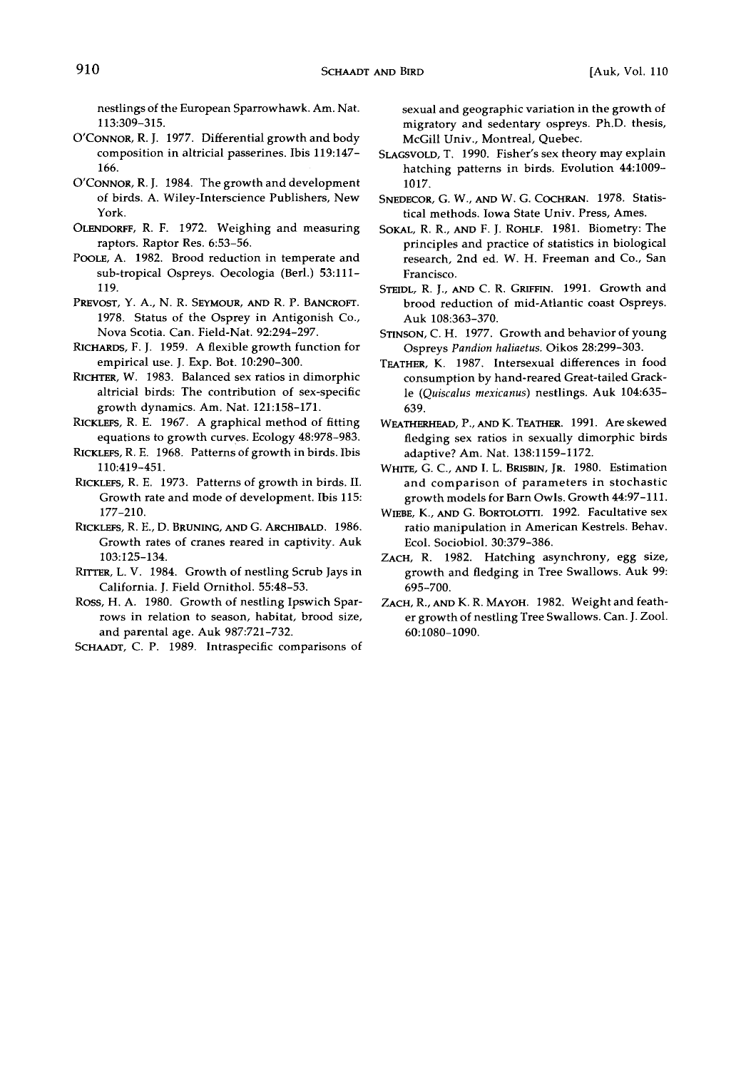nestlings of the European Sparrowhawk. Am. Nat. 113:309–315.

O'Connor, R. J. 1977. Differential growth and body composition in altricial passerines. Ibis 119:147–166.

O'Connor, R. J. 1984. The growth and development of birds. A. Wiley-Interscience Publishers, New York.

Olendorff, R. F. 1972. Weighing and measuring raptors. Raptor Res. 6:53–56.

Poole, A. 1982. Brood reduction in temperate and sub-tropical Ospreys. Oecologia (Berl.) 53:111–119.

Prevost, Y. A., N. R. Seymour, and R. P. Bancroft. 1978. Status of the Osprey in Antigonish Co., Nova Scotia. Can. Field-Nat. 92:294–297.

Richards, F. J. 1959. A flexible growth function for empirical use. J. Exp. Bot. 10:290–300.

Richter, W. 1983. Balanced sex ratios in dimorphic altricial birds: The contribution of sex-specific growth dynamics. Am. Nat. 121:158–171.

Ricklefs, R. E. 1967. A graphical method of fitting equations to growth curves. Ecology 48:978–983.

Ricklefs, R. E. 1968. Patterns of growth in birds. Ibis 110:419–451.

Ricklefs, R. E. 1973. Patterns of growth in birds. II. Growth rate and mode of development. Ibis 115:177–210.

Ricklefs, R. E., D. Bruning, and G. Archibald. 1986. Growth rates of cranes reared in captivity. Auk 103:125–134.

Ritter, L. V. 1984. Growth of nestling Scrub Jays in California. J. Field Ornithol. 55:48–53.

Ross, H. A. 1980. Growth of nestling Ipswich Sparrows in relation to season, habitat, brood size, and parental age. Auk 987:721–732.

Schaadt, C. P. 1989. Intraspecific comparisons of sexual and geographic variation in the growth of migratory and sedentary ospreys. Ph.D. thesis, McGill Univ., Montreal, Quebec.

Slagsvold, T. 1990. Fisher's sex theory may explain hatching patterns in birds. Evolution 44:1009–1017.

Snedecor, G. W., and W. G. Cochran. 1978. Statistical methods. Iowa State Univ. Press, Ames.

Sokal, R. R., and F. J. Rohlf. 1981. Biometry: The principles and practice of statistics in biological research, 2nd ed. W. H. Freeman and Co., San Francisco.

Steidl, R. J., and C. R. Griffin. 1991. Growth and brood reduction of mid-Atlantic coast Ospreys. Auk 108:363–370.

Stinson, C. H. 1977. Growth and behavior of young Ospreys *Pandion haliaetus*. Oikos 28:299–303.

Teather, K. 1987. Intersexual differences in food consumption by hand-reared Great-tailed Grackle (*Quiscalus mexicanus*) nestlings. Auk 104:635–639.

Weatherhead, P., and K. Teather. 1991. Are skewed fledging sex ratios in sexually dimorphic birds adaptive? Am. Nat. 138:1159–1172.

White, G. C., and I. L. Brisbin, Jr. 1980. Estimation and comparison of parameters in stochastic growth models for Barn Owls. Growth 44:97–111.

Wiebe, K., and G. Bortolotti. 1992. Facultative sex ratio manipulation in American Kestrels. Behav. Ecol. Sociobiol. 30:379–386.

Zach, R. 1982. Hatching asynchrony, egg size, growth and fledging in Tree Swallows. Auk 99:695–700.

Zach, R., and K. R. Mayoh. 1982. Weight and feather growth of nestling Tree Swallows. Can. J. Zool. 60:1080–1090.